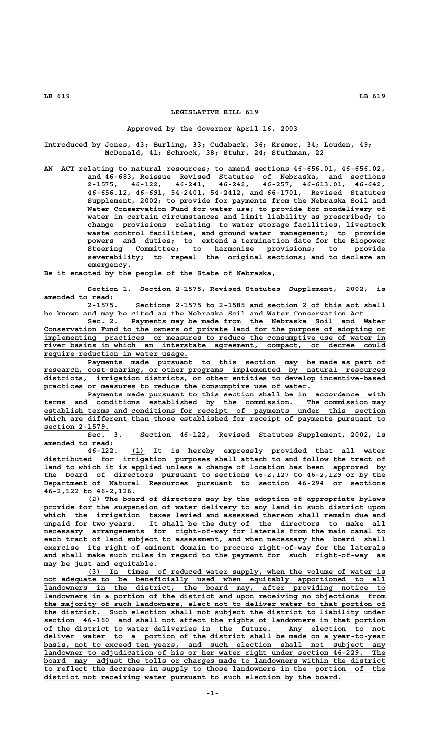# LEGISLATIVE BILL 619

Approved by the Governor April 16, 2003

Introduced by Jones, 43; Burling, 33; Cudaback, 36; Kremer, 34; Louden, 49; McDonald, 41; Schrock, 38; Stuhr, 24; Stuthman, 22

AN ACT relating to natural resources; to amend sections 46-656.01, 46-656.02, and 46-683, Reissue Revised Statutes of Nebraska, and sections 2-1575, 46-122, 46-241, 46-242, 46-257, 46-613.01, 46-642, 46-656.12, 46-691, 54-2401, 54-2412, and 66-1701, Revised Statutes Supplement, 2002; to provide for payments from the Nebraska Soil and Water Conservation Fund for water use; to provide for nondelivery of water in certain circumstances and limit liability as prescribed; to change provisions relating to water storage facilities, livestock waste control facilities, and ground water management; to provide powers and duties; to extend a termination date for the Biopower Steering Committee; to harmonize provisions; to provide severability; to repeal the original sections; and to declare an emergency.

Be it enacted by the people of the State of Nebraska,

Section 1. Section 2-1575, Revised Statutes Supplement, 2002, is amended to read:

2-1575. Sections 2-1575 to 2-1585 and section 2 of this act shall be known and may be cited as the Nebraska Soil and Water Conservation Act.

Sec. 2. Payments may be made from the Nebraska Soil and Water Conservation Fund to the owners of private land for the purpose of adopting or implementing practices or measures to reduce the consumptive use of water in river basins in which an interstate agreement, compact, or decree could require reduction in water usage.

Payments made pursuant to this section may be made as part of research, cost-sharing, or other programs implemented by natural resources districts, irrigation districts, or other entities to develop incentive-based practices or measures to reduce the consumptive use of water.

Payments made pursuant to this section shall be in accordance with terms and conditions established by the commission. The commission may establish terms and conditions for receipt of payments under this section which are different than those established for receipt of payments pursuant to section 2-1579.

Sec. 3. Section 46-122, Revised Statutes Supplement, 2002, is amended to read:

46-122. (1) It is hereby expressly provided that all water distributed for irrigation purposes shall attach to and follow the tract of land to which it is applied unless a change of location has been approved by the board of directors pursuant to sections 46-2,127 to 46-2,129 or by the Department of Natural Resources pursuant to section 46-294 or sections 46-2,122 to 46-2,126.

(2) The board of directors may by the adoption of appropriate bylaws provide for the suspension of water delivery to any land in such district upon which the irrigation taxes levied and assessed thereon shall remain due and unpaid for two years. It shall be the duty of the directors to make all necessary arrangements for right-of-way for laterals from the main canal to each tract of land subject to assessment, and when necessary the board shall exercise its right of eminent domain to procure right-of-way for the laterals and shall make such rules in regard to the payment for such right-of-way as may be just and equitable.

(3) In times of reduced water supply, when the volume of water is not adequate to be beneficially used when equitably apportioned to all landowners in the district, the board may, after providing notice to landowners in a portion of the district and upon receiving no objections from the majority of such landowners, elect not to deliver water to that portion of the district. Such election shall not subject the district to liability under section 46-160 and shall not affect the rights of landowners in that portion of the district to water deliveries in the future. Any election to not deliver water to a portion of the district shall be made on a year-to-year basis, not to exceed ten years, and such election shall not subject any landowner to adjudication of his or her water right under section 46-229. The board may adjust the tolls or charges made to landowners within the district to reflect the decrease in supply to those landowners in the portion of the district not receiving water pursuant to such election by the board.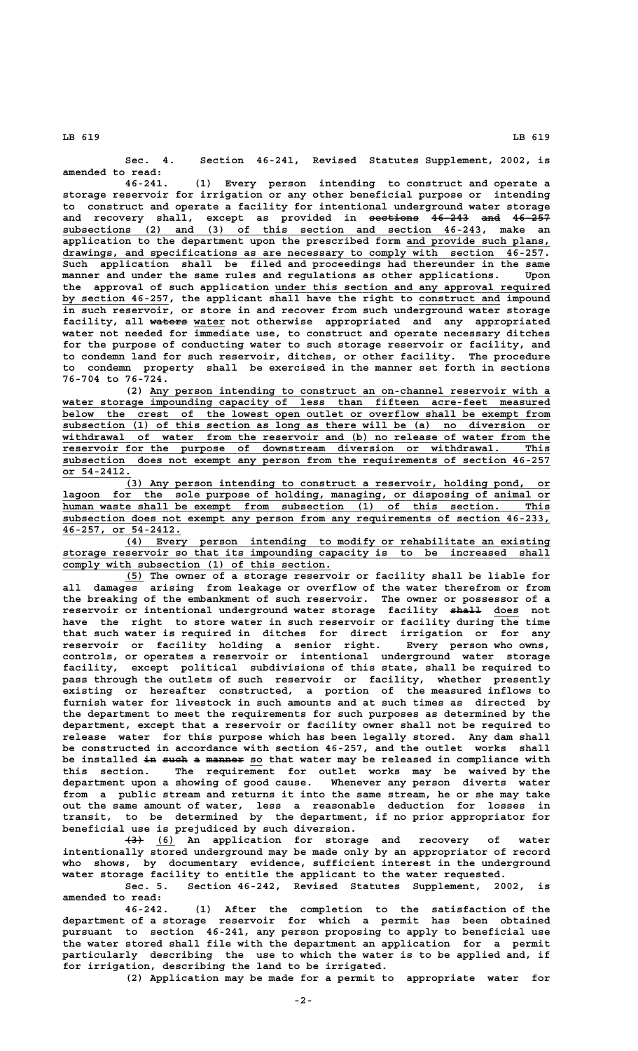Sec. 4. Section 46-241, Revised Statutes Supplement, 2002, is amended to read:

46-241. (1) Every person intending to construct and operate a storage reservoir for irrigation or any other beneficial purpose or intending to construct and operate a facility for intentional underground water storage and recovery shall, except as provided in ~~sections 46-243 and 46-257~~ subsections (2) and (3) of this section and section 46-243, make an application to the department upon the prescribed form and provide such plans, drawings, and specifications as are necessary to comply with section 46-257. Such application shall be filed and proceedings had thereunder in the same manner and under the same rules and regulations as other applications. Upon the approval of such application under this section and any approval required by section 46-257, the applicant shall have the right to construct and impound in such reservoir, or store in and recover from such underground water storage facility, all ~~waters~~ water not otherwise appropriated and any appropriated water not needed for immediate use, to construct and operate necessary ditches for the purpose of conducting water to such storage reservoir or facility, and to condemn land for such reservoir, ditches, or other facility. The procedure to condemn property shall be exercised in the manner set forth in sections 76-704 to 76-724.

(2) Any person intending to construct an on-channel reservoir with a water storage impounding capacity of less than fifteen acre-feet measured below the crest of the lowest open outlet or overflow shall be exempt from subsection (1) of this section as long as there will be (a) no diversion or withdrawal of water from the reservoir and (b) no release of water from the reservoir for the purpose of downstream diversion or withdrawal. This subsection does not exempt any person from the requirements of section 46-257 or 54-2412.

(3) Any person intending to construct a reservoir, holding pond, or lagoon for the sole purpose of holding, managing, or disposing of animal or human waste shall be exempt from subsection (1) of this section. This subsection does not exempt any person from any requirements of section 46-233, 46-257, or 54-2412.

(4) Every person intending to modify or rehabilitate an existing storage reservoir so that its impounding capacity is to be increased shall comply with subsection (1) of this section.

(5) The owner of a storage reservoir or facility shall be liable for all damages arising from leakage or overflow of the water therefrom or from the breaking of the embankment of such reservoir. The owner or possessor of a reservoir or intentional underground water storage facility ~~shall~~ does not have the right to store water in such reservoir or facility during the time that such water is required in ditches for direct irrigation or for any reservoir or facility holding a senior right. Every person who owns, controls, or operates a reservoir or intentional underground water storage facility, except political subdivisions of this state, shall be required to pass through the outlets of such reservoir or facility, whether presently existing or hereafter constructed, a portion of the measured inflows to furnish water for livestock in such amounts and at such times as directed by the department to meet the requirements for such purposes as determined by the department, except that a reservoir or facility owner shall not be required to release water for this purpose which has been legally stored. Any dam shall be constructed in accordance with section 46-257, and the outlet works shall be installed ~~in such a manner~~ so that water may be released in compliance with this section. The requirement for outlet works may be waived by the department upon a showing of good cause. Whenever any person diverts water from a public stream and returns it into the same stream, he or she may take out the same amount of water, less a reasonable deduction for losses in transit, to be determined by the department, if no prior appropriator for beneficial use is prejudiced by such diversion.

~~(3)~~ (6) An application for storage and recovery of water intentionally stored underground may be made only by an appropriator of record who shows, by documentary evidence, sufficient interest in the underground water storage facility to entitle the applicant to the water requested.

Sec. 5. Section 46-242, Revised Statutes Supplement, 2002, is amended to read:

46-242. (1) After the completion to the satisfaction of the department of a storage reservoir for which a permit has been obtained pursuant to section 46-241, any person proposing to apply to beneficial use the water stored shall file with the department an application for a permit particularly describing the use to which the water is to be applied and, if for irrigation, describing the land to be irrigated.

(2) Application may be made for a permit to appropriate water for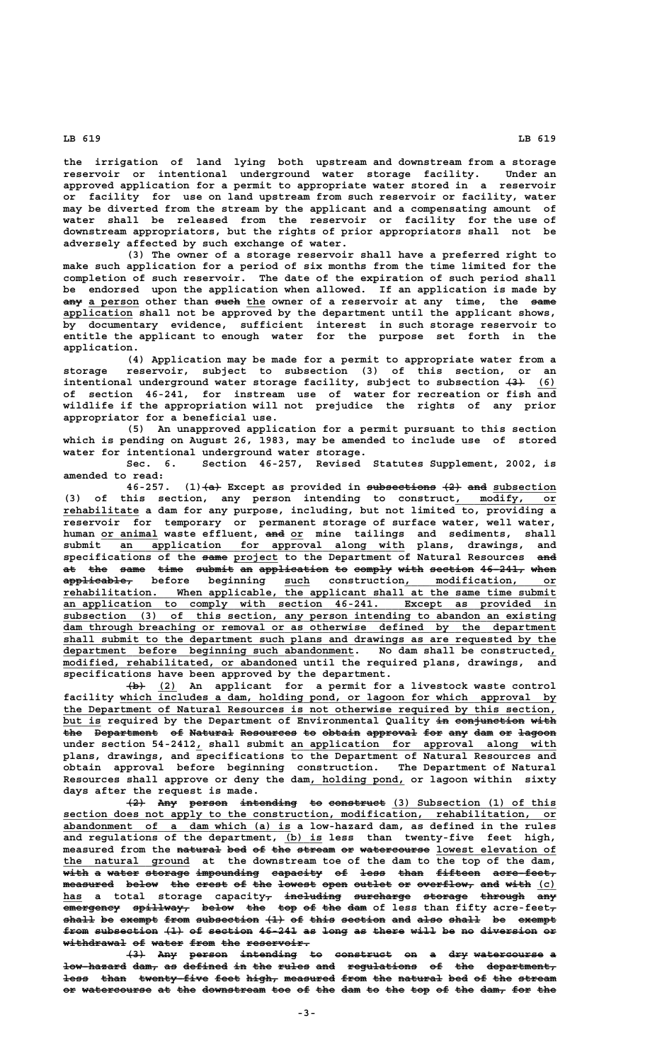the irrigation of land lying both upstream and downstream from a storage reservoir or intentional underground water storage facility. Under an approved application for a permit to appropriate water stored in a reservoir or facility for use on land upstream from such reservoir or facility, water may be diverted from the stream by the applicant and a compensating amount of water shall be released from the reservoir or facility for the use of downstream appropriators, but the rights of prior appropriators shall not be adversely affected by such exchange of water.

(3) The owner of a storage reservoir shall have a preferred right to make such application for a period of six months from the time limited for the completion of such reservoir. The date of the expiration of such period shall be endorsed upon the application when allowed. If an application is made by ~~any~~ a person other than ~~such~~ the owner of a reservoir at any time, the ~~same~~ application shall not be approved by the department until the applicant shows, by documentary evidence, sufficient interest in such storage reservoir to entitle the applicant to enough water for the purpose set forth in the application.

(4) Application may be made for a permit to appropriate water from a storage reservoir, subject to subsection (3) of this section, or an intentional underground water storage facility, subject to subsection ~~(3)~~ (6) of section 46-241, for instream use of water for recreation or fish and wildlife if the appropriation will not prejudice the rights of any prior appropriator for a beneficial use.

(5) An unapproved application for a permit pursuant to this section which is pending on August 26, 1983, may be amended to include use of stored water for intentional underground water storage.

Sec. 6. Section 46-257, Revised Statutes Supplement, 2002, is amended to read:

46-257. (1)~~(a)~~ Except as provided in ~~subsections (2) and~~ subsection (3) of this section, any person intending to construct, modify, or rehabilitate a dam for any purpose, including, but not limited to, providing a reservoir for temporary or permanent storage of surface water, well water, human or animal waste effluent, ~~and~~ or mine tailings and sediments, shall submit an application for approval along with plans, drawings, and specifications of the ~~same~~ project to the Department of Natural Resources ~~and at the same time submit an application to comply with section 46-241, when applicable,~~ before beginning such construction, modification, or rehabilitation. When applicable, the applicant shall at the same time submit an application to comply with section 46-241. Except as provided in subsection (3) of this section, any person intending to abandon an existing dam through breaching or removal or as otherwise defined by the department shall submit to the department such plans and drawings as are requested by the department before beginning such abandonment. No dam shall be constructed, modified, rehabilitated, or abandoned until the required plans, drawings, and specifications have been approved by the department.

~~(b)~~ (2) An applicant for a permit for a livestock waste control facility which includes a dam, holding pond, or lagoon for which approval by the Department of Natural Resources is not otherwise required by this section, but is required by the Department of Environmental Quality ~~in conjunction with the Department of Natural Resources to obtain approval for any dam or lagoon~~ under section 54-2412, shall submit an application for approval along with plans, drawings, and specifications to the Department of Natural Resources and obtain approval before beginning construction. The Department of Natural Resources shall approve or deny the dam, holding pond, or lagoon within sixty days after the request is made.

~~(2) Any person intending to construct~~ (3) Subsection (1) of this section does not apply to the construction, modification, rehabilitation, or abandonment of a dam which (a) is a low-hazard dam, as defined in the rules and regulations of the department, (b) is less than twenty-five feet high, measured from the ~~natural bed of the stream or watercourse~~ lowest elevation of the natural ground at the downstream toe of the dam to the top of the dam, ~~with a water storage impounding capacity of less than fifteen acre-feet, measured below the crest of the lowest open outlet or overflow, and with~~ (c) has a total storage capacity~~, including surcharge storage through any emergency spillway, below the top of the dam~~ of less than fifty acre-feet~~, shall be exempt from subsection (1) of this section and also shall be exempt from subsection (1) of section 46-241 as long as there will be no diversion or withdrawal of water from the reservoir.~~

~~(3) Any person intending to construct on a dry watercourse a low-hazard dam, as defined in the rules and regulations of the department, less than twenty-five feet high, measured from the natural bed of the stream or watercourse at the downstream toe of the dam to the top of the dam, for the~~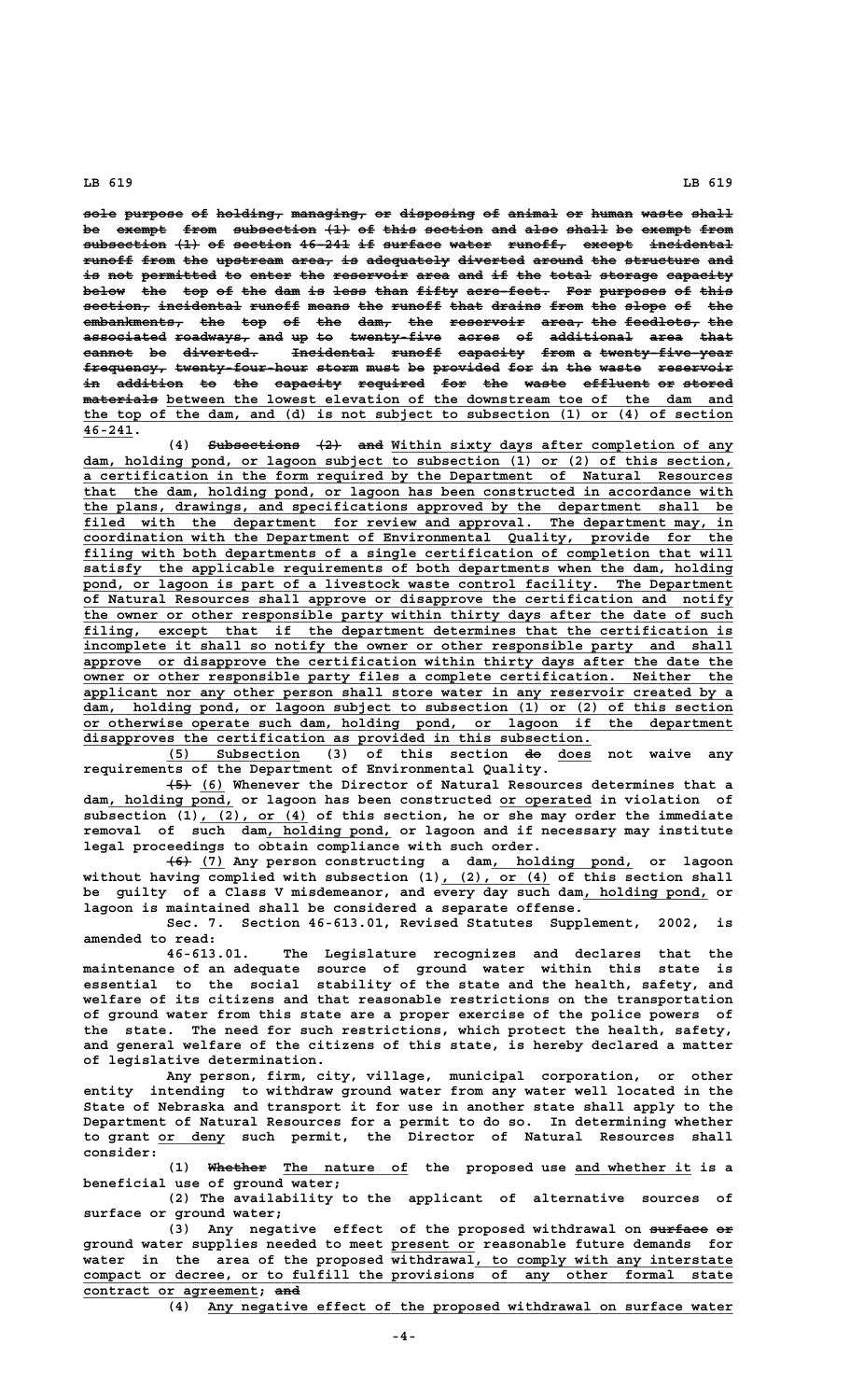~~sole purpose of holding, managing, or disposing of animal or human waste shall be exempt from subsection (1) of this section and also shall be exempt from subsection (1) of section 46-241 if surface water runoff, except incidental runoff from the upstream area, is adequately diverted around the structure and is not permitted to enter the reservoir area and if the total storage capacity below the top of the dam is less than fifty acre-feet. For purposes of this section, incidental runoff means the runoff that drains from the slope of the embankments, the top of the dam, the reservoir area, the feedlots, the associated roadways, and up to twenty-five acres of additional area that cannot be diverted. Incidental runoff capacity from a twenty-five-year frequency, twenty-four-hour storm must be provided for in the waste reservoir in addition to the capacity required for the waste effluent or stored materials~~ between the lowest elevation of the downstream toe of the dam and the top of the dam, and (d) is not subject to subsection (1) or (4) of section 46-241.

(4) ~~Subsections (2) and~~ Within sixty days after completion of any dam, holding pond, or lagoon subject to subsection (1) or (2) of this section, a certification in the form required by the Department of Natural Resources that the dam, holding pond, or lagoon has been constructed in accordance with the plans, drawings, and specifications approved by the department shall be filed with the department for review and approval. The department may, in coordination with the Department of Environmental Quality, provide for the filing with both departments of a single certification of completion that will satisfy the applicable requirements of both departments when the dam, holding pond, or lagoon is part of a livestock waste control facility. The Department of Natural Resources shall approve or disapprove the certification and notify the owner or other responsible party within thirty days after the date of such filing, except that if the department determines that the certification is incomplete it shall so notify the owner or other responsible party and shall approve or disapprove the certification within thirty days after the date the owner or other responsible party files a complete certification. Neither the applicant nor any other person shall store water in any reservoir created by a dam, holding pond, or lagoon subject to subsection (1) or (2) of this section or otherwise operate such dam, holding pond, or lagoon if the department disapproves the certification as provided in this subsection.

(5) Subsection (3) of this section ~~do~~ does not waive any requirements of the Department of Environmental Quality.

~~(5)~~ (6) Whenever the Director of Natural Resources determines that a dam, holding pond, or lagoon has been constructed or operated in violation of subsection (1), (2), or (4) of this section, he or she may order the immediate removal of such dam, holding pond, or lagoon and if necessary may institute legal proceedings to obtain compliance with such order.

~~(6)~~ (7) Any person constructing a dam, holding pond, or lagoon without having complied with subsection (1), (2), or (4) of this section shall be guilty of a Class V misdemeanor, and every day such dam, holding pond, or lagoon is maintained shall be considered a separate offense.

Sec. 7. Section 46-613.01, Revised Statutes Supplement, 2002, is amended to read:

46-613.01. The Legislature recognizes and declares that the maintenance of an adequate source of ground water within this state is essential to the social stability of the state and the health, safety, and welfare of its citizens and that reasonable restrictions on the transportation of ground water from this state are a proper exercise of the police powers of the state. The need for such restrictions, which protect the health, safety, and general welfare of the citizens of this state, is hereby declared a matter of legislative determination.

Any person, firm, city, village, municipal corporation, or other entity intending to withdraw ground water from any water well located in the State of Nebraska and transport it for use in another state shall apply to the Department of Natural Resources for a permit to do so. In determining whether to grant or deny such permit, the Director of Natural Resources shall consider:

(1) ~~Whether~~ The nature of the proposed use and whether it is a beneficial use of ground water;

(2) The availability to the applicant of alternative sources of surface or ground water;

(3) Any negative effect of the proposed withdrawal on ~~surface or~~ ground water supplies needed to meet present or reasonable future demands for water in the area of the proposed withdrawal, to comply with any interstate compact or decree, or to fulfill the provisions of any other formal state contract or agreement; ~~and~~

(4) Any negative effect of the proposed withdrawal on surface water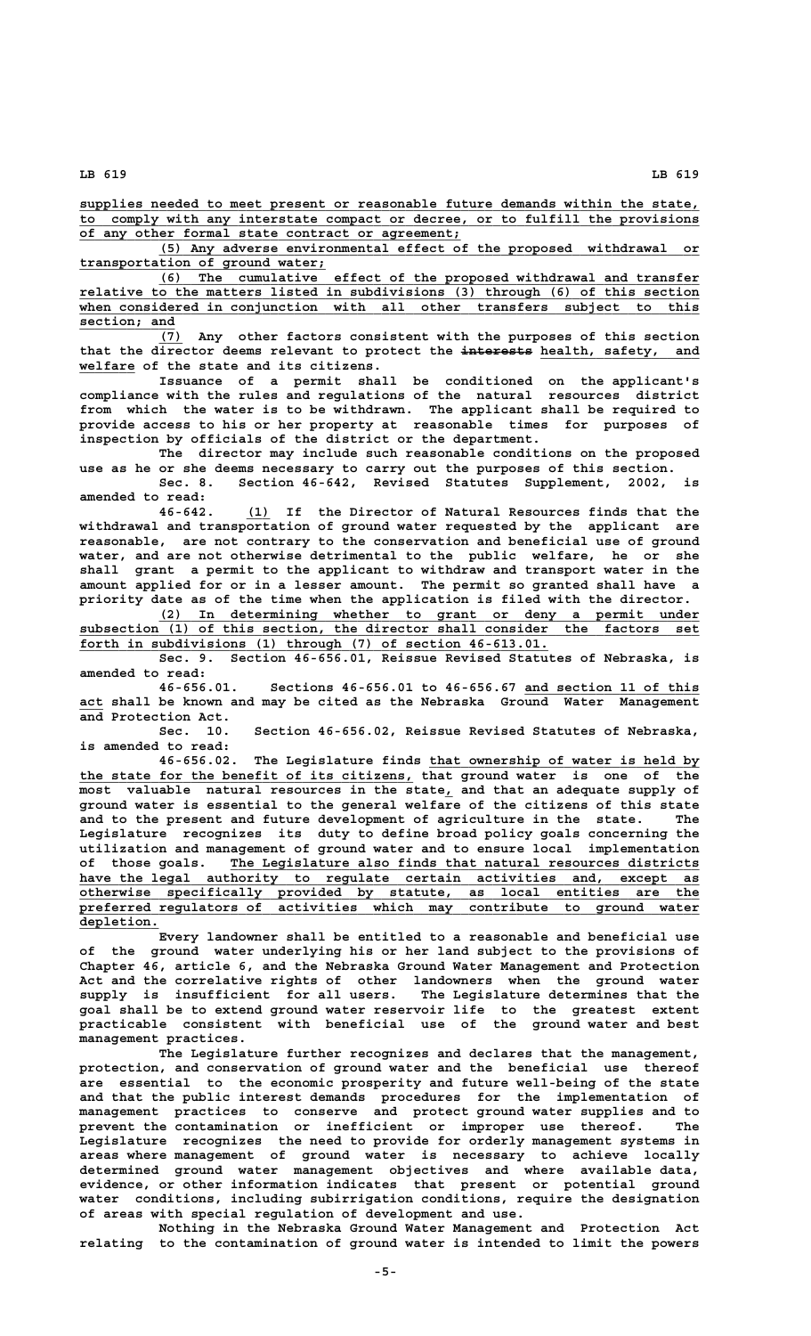supplies needed to meet present or reasonable future demands within the state, to comply with any interstate compact or decree, or to fulfill the provisions of any other formal state contract or agreement;

(5) Any adverse environmental effect of the proposed withdrawal or transportation of ground water;

(6) The cumulative effect of the proposed withdrawal and transfer relative to the matters listed in subdivisions (3) through (6) of this section when considered in conjunction with all other transfers subject to this section; and

(7) Any other factors consistent with the purposes of this section that the director deems relevant to protect the ~~interests~~ health, safety, and welfare of the state and its citizens.

Issuance of a permit shall be conditioned on the applicant's compliance with the rules and regulations of the natural resources district from which the water is to be withdrawn. The applicant shall be required to provide access to his or her property at reasonable times for purposes of inspection by officials of the district or the department.

The director may include such reasonable conditions on the proposed use as he or she deems necessary to carry out the purposes of this section.

Sec. 8. Section 46-642, Revised Statutes Supplement, 2002, is amended to read:

46-642. (1) If the Director of Natural Resources finds that the withdrawal and transportation of ground water requested by the applicant are reasonable, are not contrary to the conservation and beneficial use of ground water, and are not otherwise detrimental to the public welfare, he or she shall grant a permit to the applicant to withdraw and transport water in the amount applied for or in a lesser amount. The permit so granted shall have a priority date as of the time when the application is filed with the director.

(2) In determining whether to grant or deny a permit under subsection (1) of this section, the director shall consider the factors set forth in subdivisions (1) through (7) of section 46-613.01.

Sec. 9. Section 46-656.01, Reissue Revised Statutes of Nebraska, is amended to read:

46-656.01. Sections 46-656.01 to 46-656.67 and section 11 of this act shall be known and may be cited as the Nebraska Ground Water Management and Protection Act.

Sec. 10. Section 46-656.02, Reissue Revised Statutes of Nebraska, is amended to read:

46-656.02. The Legislature finds that ownership of water is held by the state for the benefit of its citizens, that ground water is one of the most valuable natural resources in the state, and that an adequate supply of ground water is essential to the general welfare of the citizens of this state and to the present and future development of agriculture in the state. The Legislature recognizes its duty to define broad policy goals concerning the utilization and management of ground water and to ensure local implementation of those goals. The Legislature also finds that natural resources districts have the legal authority to regulate certain activities and, except as otherwise specifically provided by statute, as local entities are the preferred regulators of activities which may contribute to ground water depletion.

Every landowner shall be entitled to a reasonable and beneficial use of the ground water underlying his or her land subject to the provisions of Chapter 46, article 6, and the Nebraska Ground Water Management and Protection Act and the correlative rights of other landowners when the ground water supply is insufficient for all users. The Legislature determines that the goal shall be to extend ground water reservoir life to the greatest extent practicable consistent with beneficial use of the ground water and best management practices.

The Legislature further recognizes and declares that the management, protection, and conservation of ground water and the beneficial use thereof are essential to the economic prosperity and future well-being of the state and that the public interest demands procedures for the implementation of management practices to conserve and protect ground water supplies and to prevent the contamination or inefficient or improper use thereof. The Legislature recognizes the need to provide for orderly management systems in areas where management of ground water is necessary to achieve locally determined ground water management objectives and where available data, evidence, or other information indicates that present or potential ground water conditions, including subirrigation conditions, require the designation of areas with special regulation of development and use.

Nothing in the Nebraska Ground Water Management and Protection Act relating to the contamination of ground water is intended to limit the powers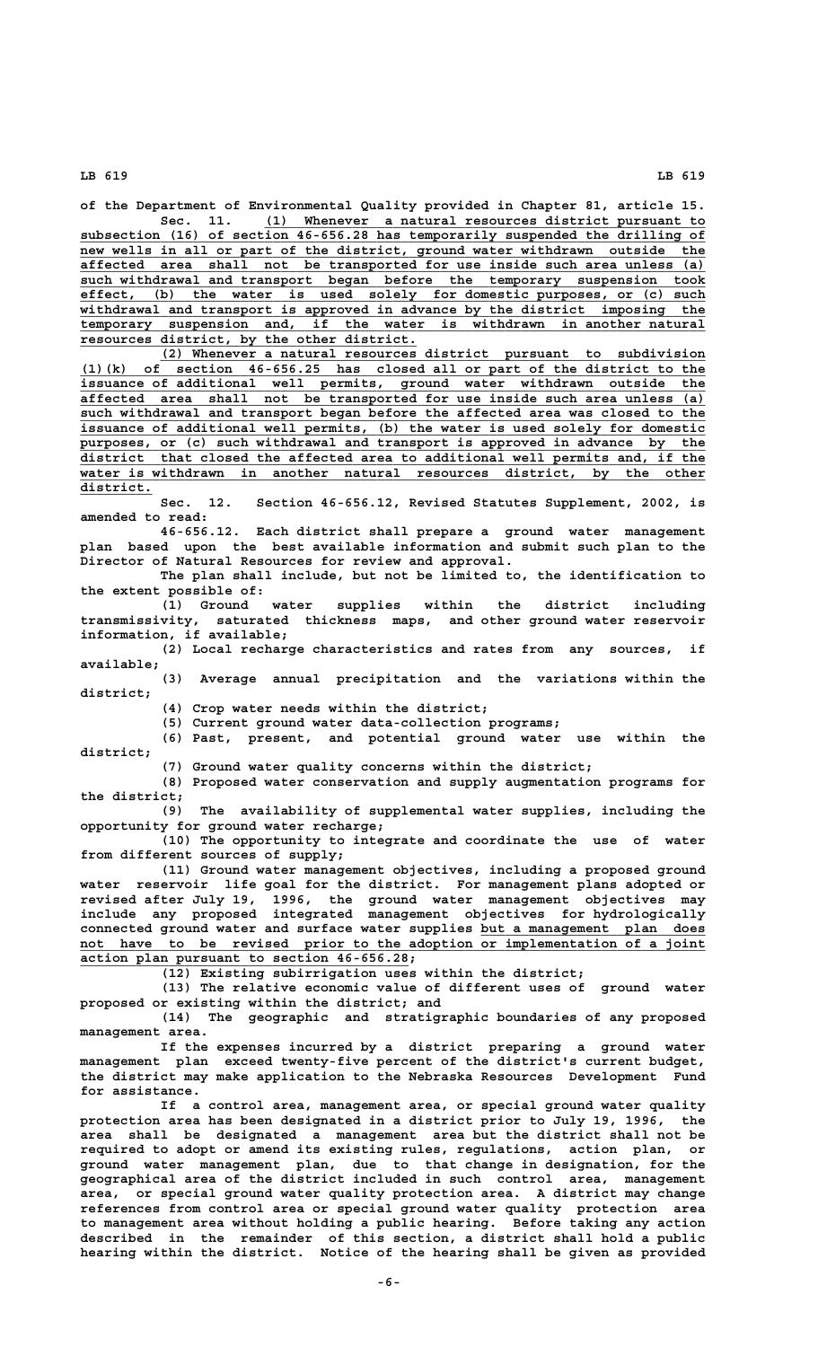of the Department of Environmental Quality provided in Chapter 81, article 15.

Sec. 11. (1) Whenever a natural resources district pursuant to subsection (16) of section 46-656.28 has temporarily suspended the drilling of new wells in all or part of the district, ground water withdrawn outside the affected area shall not be transported for use inside such area unless (a) such withdrawal and transport began before the temporary suspension took effect, (b) the water is used solely for domestic purposes, or (c) such withdrawal and transport is approved in advance by the district imposing the temporary suspension and, if the water is withdrawn in another natural resources district, by the other district.

(2) Whenever a natural resources district pursuant to subdivision (1)(k) of section 46-656.25 has closed all or part of the district to the issuance of additional well permits, ground water withdrawn outside the affected area shall not be transported for use inside such area unless (a) such withdrawal and transport began before the affected area was closed to the issuance of additional well permits, (b) the water is used solely for domestic purposes, or (c) such withdrawal and transport is approved in advance by the district that closed the affected area to additional well permits and, if the water is withdrawn in another natural resources district, by the other district.

Sec. 12. Section 46-656.12, Revised Statutes Supplement, 2002, is amended to read:

46-656.12. Each district shall prepare a ground water management plan based upon the best available information and submit such plan to the Director of Natural Resources for review and approval.

The plan shall include, but not be limited to, the identification to the extent possible of:

(1) Ground water supplies within the district including transmissivity, saturated thickness maps, and other ground water reservoir information, if available;

(2) Local recharge characteristics and rates from any sources, if available;

(3) Average annual precipitation and the variations within the district;

(4) Crop water needs within the district;

(5) Current ground water data-collection programs;

(6) Past, present, and potential ground water use within the district;

(7) Ground water quality concerns within the district;

(8) Proposed water conservation and supply augmentation programs for the district;

(9) The availability of supplemental water supplies, including the opportunity for ground water recharge;

(10) The opportunity to integrate and coordinate the use of water from different sources of supply;

(11) Ground water management objectives, including a proposed ground water reservoir life goal for the district. For management plans adopted or revised after July 19, 1996, the ground water management objectives may include any proposed integrated management objectives for hydrologically connected ground water and surface water supplies but a management plan does not have to be revised prior to the adoption or implementation of a joint action plan pursuant to section 46-656.28;

(12) Existing subirrigation uses within the district;

(13) The relative economic value of different uses of ground water proposed or existing within the district; and

(14) The geographic and stratigraphic boundaries of any proposed management area.

If the expenses incurred by a district preparing a ground water management plan exceed twenty-five percent of the district's current budget, the district may make application to the Nebraska Resources Development Fund for assistance.

If a control area, management area, or special ground water quality protection area has been designated in a district prior to July 19, 1996, the area shall be designated a management area but the district shall not be required to adopt or amend its existing rules, regulations, action plan, or ground water management plan, due to that change in designation, for the geographical area of the district included in such control area, management area, or special ground water quality protection area. A district may change references from control area or special ground water quality protection area to management area without holding a public hearing. Before taking any action described in the remainder of this section, a district shall hold a public hearing within the district. Notice of the hearing shall be given as provided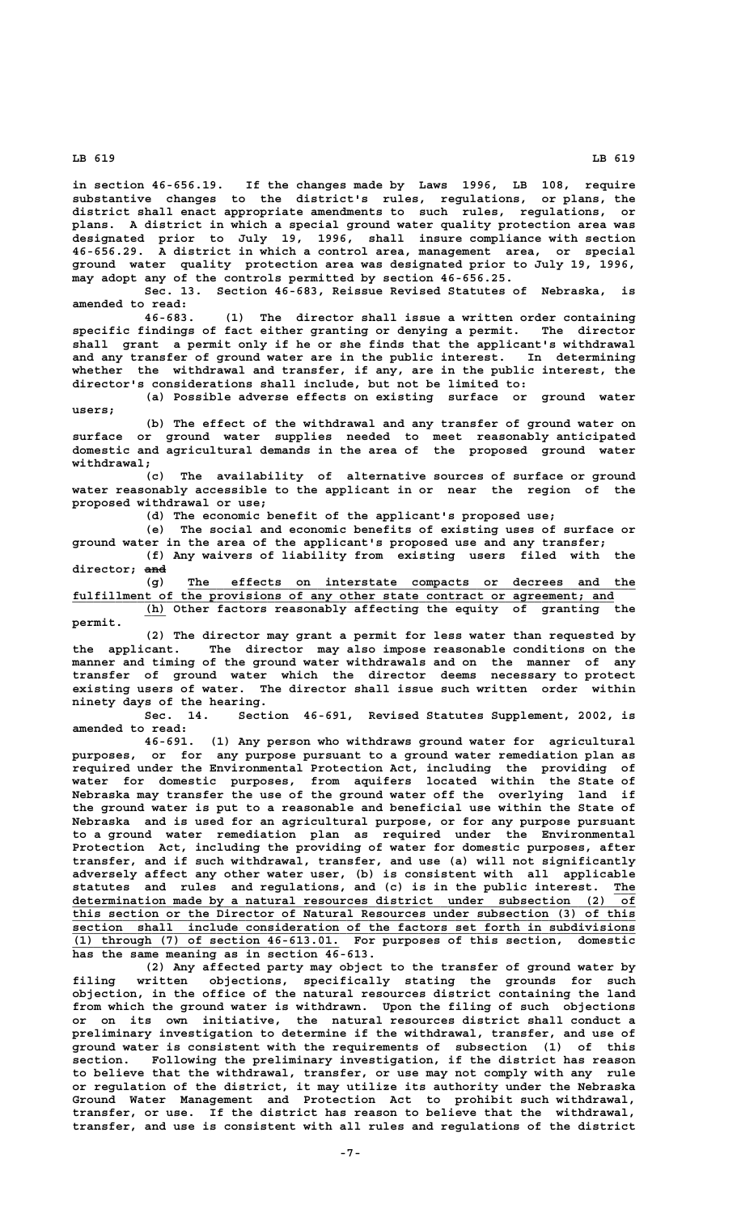in section 46-656.19. If the changes made by Laws 1996, LB 108, require substantive changes to the district's rules, regulations, or plans, the district shall enact appropriate amendments to such rules, regulations, or plans. A district in which a special ground water quality protection area was designated prior to July 19, 1996, shall insure compliance with section 46-656.29. A district in which a control area, management area, or special ground water quality protection area was designated prior to July 19, 1996, may adopt any of the controls permitted by section 46-656.25.

Sec. 13. Section 46-683, Reissue Revised Statutes of Nebraska, is amended to read:

46-683. (1) The director shall issue a written order containing specific findings of fact either granting or denying a permit. The director shall grant a permit only if he or she finds that the applicant's withdrawal and any transfer of ground water are in the public interest. In determining whether the withdrawal and transfer, if any, are in the public interest, the director's considerations shall include, but not be limited to:

(a) Possible adverse effects on existing surface or ground water users;

(b) The effect of the withdrawal and any transfer of ground water on surface or ground water supplies needed to meet reasonably anticipated domestic and agricultural demands in the area of the proposed ground water withdrawal;

(c) The availability of alternative sources of surface or ground water reasonably accessible to the applicant in or near the region of the proposed withdrawal or use;

(d) The economic benefit of the applicant's proposed use;

(e) The social and economic benefits of existing uses of surface or ground water in the area of the applicant's proposed use and any transfer;

(f) Any waivers of liability from existing users filed with the director; ~~and~~

(g) The effects on interstate compacts or decrees and the fulfillment of the provisions of any other state contract or agreement; and

(h) Other factors reasonably affecting the equity of granting the permit.

(2) The director may grant a permit for less water than requested by the applicant. The director may also impose reasonable conditions on the manner and timing of the ground water withdrawals and on the manner of any transfer of ground water which the director deems necessary to protect existing users of water. The director shall issue such written order within ninety days of the hearing.

Sec. 14. Section 46-691, Revised Statutes Supplement, 2002, is amended to read:

46-691. (1) Any person who withdraws ground water for agricultural purposes, or for any purpose pursuant to a ground water remediation plan as required under the Environmental Protection Act, including the providing of water for domestic purposes, from aquifers located within the State of Nebraska may transfer the use of the ground water off the overlying land if the ground water is put to a reasonable and beneficial use within the State of Nebraska and is used for an agricultural purpose, or for any purpose pursuant to a ground water remediation plan as required under the Environmental Protection Act, including the providing of water for domestic purposes, after transfer, and if such withdrawal, transfer, and use (a) will not significantly adversely affect any other water user, (b) is consistent with all applicable statutes and rules and regulations, and (c) is in the public interest. The determination made by a natural resources district under subsection (2) of this section or the Director of Natural Resources under subsection (3) of this section shall include consideration of the factors set forth in subdivisions (1) through (7) of section 46-613.01. For purposes of this section, domestic has the same meaning as in section 46-613.

(2) Any affected party may object to the transfer of ground water by filing written objections, specifically stating the grounds for such objection, in the office of the natural resources district containing the land from which the ground water is withdrawn. Upon the filing of such objections or on its own initiative, the natural resources district shall conduct a preliminary investigation to determine if the withdrawal, transfer, and use of ground water is consistent with the requirements of subsection (1) of this section. Following the preliminary investigation, if the district has reason to believe that the withdrawal, transfer, or use may not comply with any rule or regulation of the district, it may utilize its authority under the Nebraska Ground Water Management and Protection Act to prohibit such withdrawal, transfer, or use. If the district has reason to believe that the withdrawal, transfer, and use is consistent with all rules and regulations of the district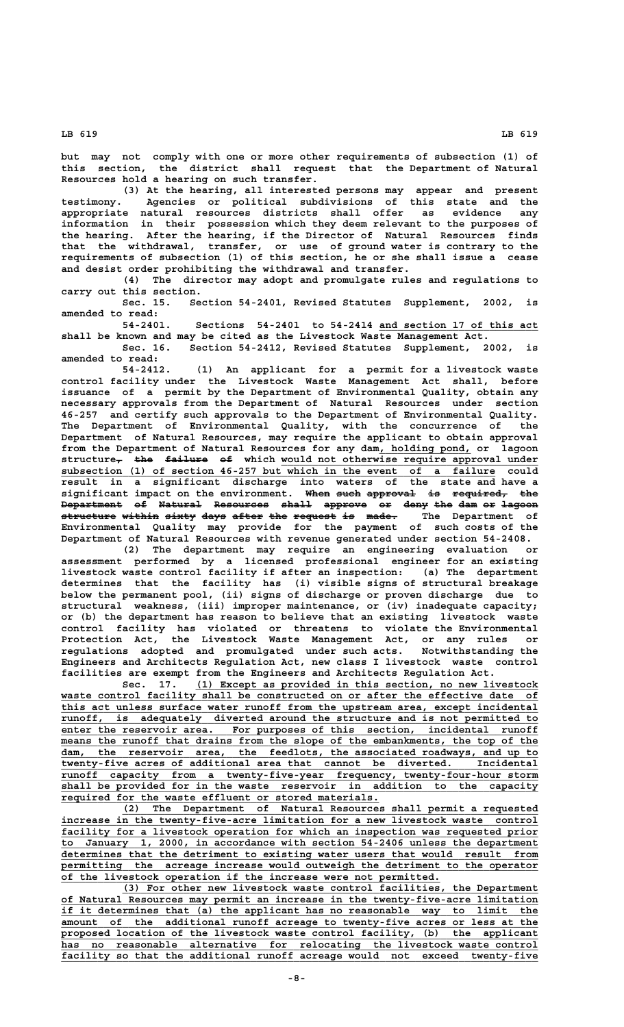but may not comply with one or more other requirements of subsection (1) of this section, the district shall request that the Department of Natural Resources hold a hearing on such transfer.

(3) At the hearing, all interested persons may appear and present testimony. Agencies or political subdivisions of this state and the appropriate natural resources districts shall offer as evidence any information in their possession which they deem relevant to the purposes of the hearing. After the hearing, if the Director of Natural Resources finds that the withdrawal, transfer, or use of ground water is contrary to the requirements of subsection (1) of this section, he or she shall issue a cease and desist order prohibiting the withdrawal and transfer.

(4) The director may adopt and promulgate rules and regulations to carry out this section.

Sec. 15. Section 54-2401, Revised Statutes Supplement, 2002, is amended to read:

54-2401. Sections 54-2401 to 54-2414 and section 17 of this act shall be known and may be cited as the Livestock Waste Management Act.

Sec. 16. Section 54-2412, Revised Statutes Supplement, 2002, is amended to read:

54-2412. (1) An applicant for a permit for a livestock waste control facility under the Livestock Waste Management Act shall, before issuance of a permit by the Department of Environmental Quality, obtain any necessary approvals from the Department of Natural Resources under section 46-257 and certify such approvals to the Department of Environmental Quality. The Department of Environmental Quality, with the concurrence of the Department of Natural Resources, may require the applicant to obtain approval from the Department of Natural Resources for any dam, holding pond, or lagoon structure, ~~the failure of~~ which would not otherwise require approval under subsection (1) of section 46-257 but which in the event of a failure could result in a significant discharge into waters of the state and have a significant impact on the environment. ~~When such approval is required, the Department of Natural Resources shall approve or deny the dam or lagoon structure within sixty days after the request is made.~~ The Department of Environmental Quality may provide for the payment of such costs of the Department of Natural Resources with revenue generated under section 54-2408.

(2) The department may require an engineering evaluation or assessment performed by a licensed professional engineer for an existing livestock waste control facility if after an inspection: (a) The department determines that the facility has (i) visible signs of structural breakage below the permanent pool, (ii) signs of discharge or proven discharge due to structural weakness, (iii) improper maintenance, or (iv) inadequate capacity; or (b) the department has reason to believe that an existing livestock waste control facility has violated or threatens to violate the Environmental Protection Act, the Livestock Waste Management Act, or any rules or regulations adopted and promulgated under such acts. Notwithstanding the Engineers and Architects Regulation Act, new class I livestock waste control facilities are exempt from the Engineers and Architects Regulation Act.

Sec. 17. (1) Except as provided in this section, no new livestock waste control facility shall be constructed on or after the effective date of this act unless surface water runoff from the upstream area, except incidental runoff, is adequately diverted around the structure and is not permitted to enter the reservoir area. For purposes of this section, incidental runoff means the runoff that drains from the slope of the embankments, the top of the dam, the reservoir area, the feedlots, the associated roadways, and up to twenty-five acres of additional area that cannot be diverted. Incidental runoff capacity from a twenty-five-year frequency, twenty-four-hour storm shall be provided for in the waste reservoir in addition to the capacity required for the waste effluent or stored materials.

(2) The Department of Natural Resources shall permit a requested increase in the twenty-five-acre limitation for a new livestock waste control facility for a livestock operation for which an inspection was requested prior to January 1, 2000, in accordance with section 54-2406 unless the department determines that the detriment to existing water users that would result from permitting the acreage increase would outweigh the detriment to the operator of the livestock operation if the increase were not permitted.

(3) For other new livestock waste control facilities, the Department of Natural Resources may permit an increase in the twenty-five-acre limitation if it determines that (a) the applicant has no reasonable way to limit the amount of the additional runoff acreage to twenty-five acres or less at the proposed location of the livestock waste control facility, (b) the applicant has no reasonable alternative for relocating the livestock waste control facility so that the additional runoff acreage would not exceed twenty-five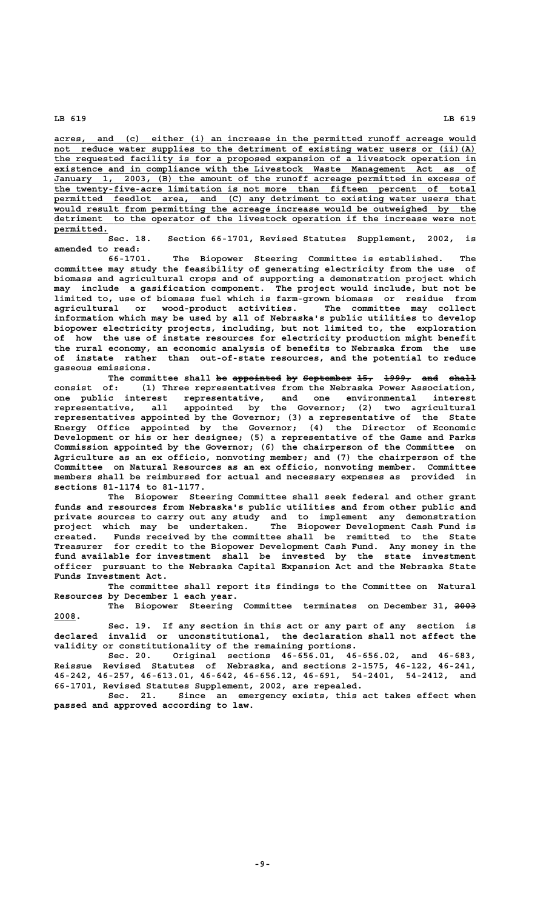acres, and (c) either (i) an increase in the permitted runoff acreage would not reduce water supplies to the detriment of existing water users or (ii)(A) the requested facility is for a proposed expansion of a livestock operation in existence and in compliance with the Livestock Waste Management Act as of January 1, 2003, (B) the amount of the runoff acreage permitted in excess of the twenty-five-acre limitation is not more than fifteen percent of total permitted feedlot area, and (C) any detriment to existing water users that would result from permitting the acreage increase would be outweighed by the detriment to the operator of the livestock operation if the increase were not permitted.

Sec. 18. Section 66-1701, Revised Statutes Supplement, 2002, is amended to read:

66-1701. The Biopower Steering Committee is established. The committee may study the feasibility of generating electricity from the use of biomass and agricultural crops and of supporting a demonstration project which may include a gasification component. The project would include, but not be limited to, use of biomass fuel which is farm-grown biomass or residue from agricultural or wood-product activities. The committee may collect information which may be used by all of Nebraska's public utilities to develop biopower electricity projects, including, but not limited to, the exploration of how the use of instate resources for electricity production might benefit the rural economy, an economic analysis of benefits to Nebraska from the use of instate rather than out-of-state resources, and the potential to reduce gaseous emissions.

The committee shall ~~be appointed by September 15, 1999, and shall~~ consist of: (1) Three representatives from the Nebraska Power Association, one public interest representative, and one environmental interest representative, all appointed by the Governor; (2) two agricultural representatives appointed by the Governor; (3) a representative of the State Energy Office appointed by the Governor; (4) the Director of Economic Development or his or her designee; (5) a representative of the Game and Parks Commission appointed by the Governor; (6) the chairperson of the Committee on Agriculture as an ex officio, nonvoting member; and (7) the chairperson of the Committee on Natural Resources as an ex officio, nonvoting member. Committee members shall be reimbursed for actual and necessary expenses as provided in sections 81-1174 to 81-1177.

The Biopower Steering Committee shall seek federal and other grant funds and resources from Nebraska's public utilities and from other public and private sources to carry out any study and to implement any demonstration project which may be undertaken. The Biopower Development Cash Fund is created. Funds received by the committee shall be remitted to the State Treasurer for credit to the Biopower Development Cash Fund. Any money in the fund available for investment shall be invested by the state investment officer pursuant to the Nebraska Capital Expansion Act and the Nebraska State Funds Investment Act.

The committee shall report its findings to the Committee on Natural Resources by December 1 each year.

The Biopower Steering Committee terminates on December 31, ~~2003~~ 2008.

Sec. 19. If any section in this act or any part of any section is declared invalid or unconstitutional, the declaration shall not affect the validity or constitutionality of the remaining portions.

Sec. 20. Original sections 46-656.01, 46-656.02, and 46-683, Reissue Revised Statutes of Nebraska, and sections 2-1575, 46-122, 46-241, 46-242, 46-257, 46-613.01, 46-642, 46-656.12, 46-691, 54-2401, 54-2412, and 66-1701, Revised Statutes Supplement, 2002, are repealed.

Sec. 21. Since an emergency exists, this act takes effect when passed and approved according to law.